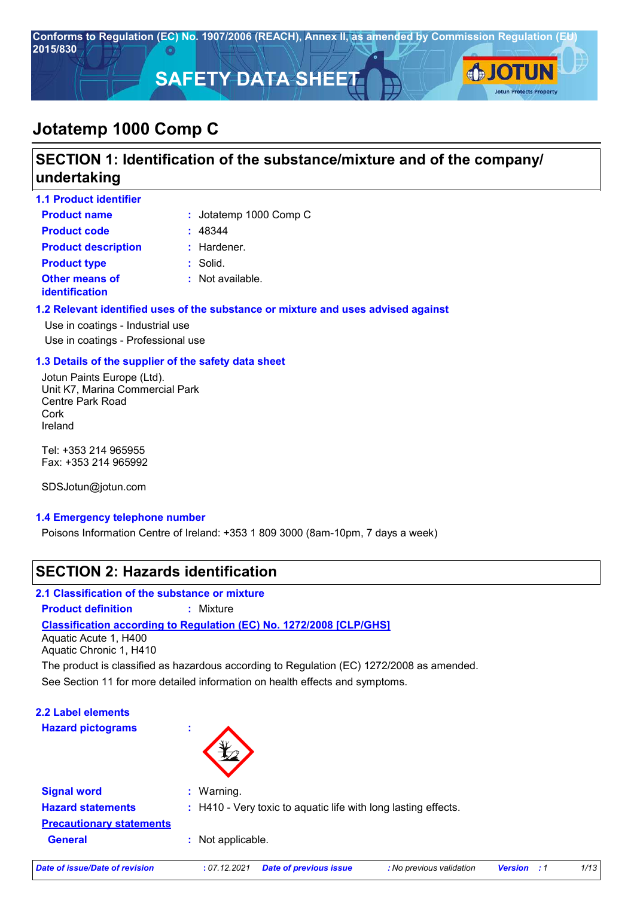Conforms to Regulation (EC) No. 1907/2006 (REACH), Annex II, as amended by Commission Regulation (EU) 2015/830

# SAFETY DATA SHEET

# Jotatemp 1000 Comp C

## SECTION 1: Identification of the substance/mixture and of the company/undertaking

### 1.1 Product identifier

**Product name** : Jotatemp 1000 Comp C

**Product code** : 48344

**Product description** : Hardener.

**Product type** : Solid.

**Other means of identification** : Not available.

### 1.2 Relevant identified uses of the substance or mixture and uses advised against

Use in coatings - Industrial use

Use in coatings - Professional use

### 1.3 Details of the supplier of the safety data sheet

Jotun Paints Europe (Ltd).
Unit K7, Marina Commercial Park
Centre Park Road
Cork
Ireland

Tel: +353 214 965955
Fax: +353 214 965992

SDSJotun@jotun.com

### 1.4 Emergency telephone number

Poisons Information Centre of Ireland: +353 1 809 3000 (8am-10pm, 7 days a week)

## SECTION 2: Hazards identification

### 2.1 Classification of the substance or mixture

**Product definition** : Mixture

**Classification according to Regulation (EC) No. 1272/2008 [CLP/GHS]**

Aquatic Acute 1, H400
Aquatic Chronic 1, H410

The product is classified as hazardous according to Regulation (EC) 1272/2008 as amended.

See Section 11 for more detailed information on health effects and symptoms.

### 2.2 Label elements

**Hazard pictograms** :

**Signal word** : Warning.

**Hazard statements** : H410 - Very toxic to aquatic life with long lasting effects.

**Precautionary statements**

**General** : Not applicable.

*Date of issue/Date of revision* : 07.12.2021 *Date of previous issue* : No previous validation *Version* : 1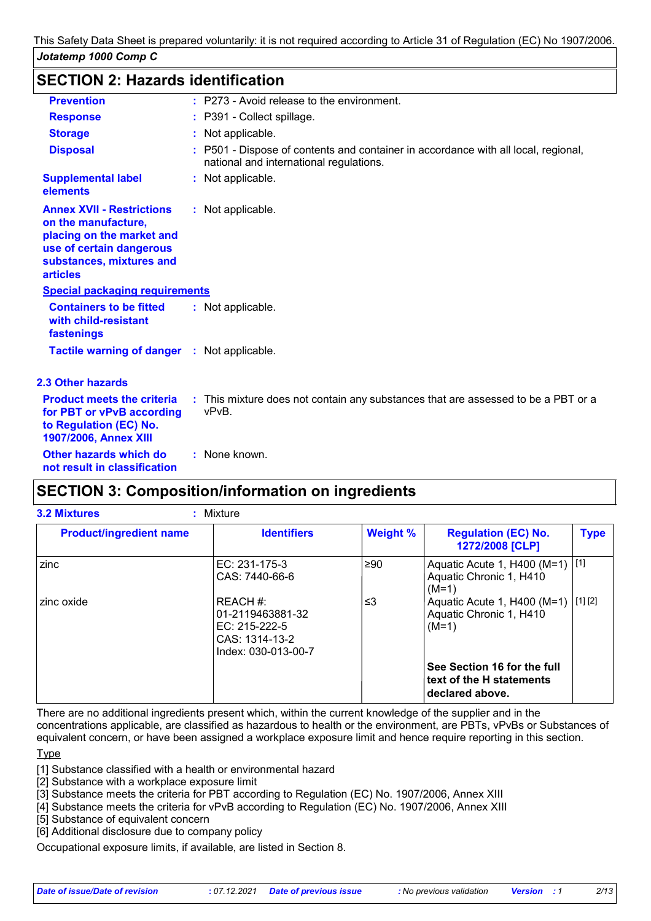This Safety Data Sheet is prepared voluntarily: it is not required according to Article 31 of Regulation (EC) No 1907/2006.

*Jotatemp 1000 Comp C*

## SECTION 2: Hazards identification

**Prevention** : P273 - Avoid release to the environment.

**Response** : P391 - Collect spillage.

**Storage** : Not applicable.

**Disposal** : P501 - Dispose of contents and container in accordance with all local, regional, national and international regulations.

**Supplemental label elements** : Not applicable.

**Annex XVII - Restrictions on the manufacture, placing on the market and use of certain dangerous substances, mixtures and articles** : Not applicable.

**Special packaging requirements**

**Containers to be fitted with child-resistant fastenings** : Not applicable.

**Tactile warning of danger** : Not applicable.

### 2.3 Other hazards

**Product meets the criteria for PBT or vPvB according to Regulation (EC) No. 1907/2006, Annex XIII** : This mixture does not contain any substances that are assessed to be a PBT or a vPvB.

**Other hazards which do not result in classification** : None known.

## SECTION 3: Composition/information on ingredients

**3.2 Mixtures** : Mixture

| Product/ingredient name | Identifiers | Weight % | Regulation (EC) No. 1272/2008 [CLP] | Type |
|---|---|---|---|---|
| zinc | EC: 231-175-3<br>CAS: 7440-66-6 | ≥90 | Aquatic Acute 1, H400 (M=1)<br>Aquatic Chronic 1, H410 (M=1) | [1] |
| zinc oxide | REACH #: 01-2119463881-32<br>EC: 215-222-5<br>CAS: 1314-13-2<br>Index: 030-013-00-7 | ≤3 | Aquatic Acute 1, H400 (M=1)<br>Aquatic Chronic 1, H410 (M=1) | [1] [2] |
| | | | **See Section 16 for the full text of the H statements declared above.** | |

There are no additional ingredients present which, within the current knowledge of the supplier and in the concentrations applicable, are classified as hazardous to health or the environment, are PBTs, vPvBs or Substances of equivalent concern, or have been assigned a workplace exposure limit and hence require reporting in this section.

Type

[1] Substance classified with a health or environmental hazard
[2] Substance with a workplace exposure limit
[3] Substance meets the criteria for PBT according to Regulation (EC) No. 1907/2006, Annex XIII
[4] Substance meets the criteria for vPvB according to Regulation (EC) No. 1907/2006, Annex XIII
[5] Substance of equivalent concern
[6] Additional disclosure due to company policy

Occupational exposure limits, if available, are listed in Section 8.

*Date of issue/Date of revision* : 07.12.2021 *Date of previous issue* : No previous validation *Version* : 1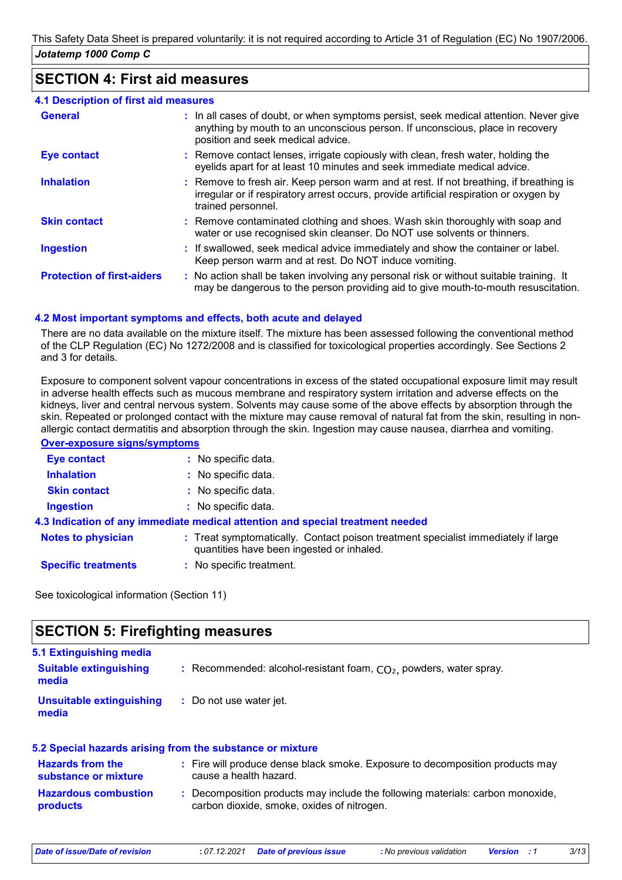This Safety Data Sheet is prepared voluntarily: it is not required according to Article 31 of Regulation (EC) No 1907/2006.

*Jotatemp 1000 Comp C*

## SECTION 4: First aid measures

### 4.1 Description of first aid measures

| | |
|---|---|
| **General** | : In all cases of doubt, or when symptoms persist, seek medical attention. Never give anything by mouth to an unconscious person. If unconscious, place in recovery position and seek medical advice. |
| **Eye contact** | : Remove contact lenses, irrigate copiously with clean, fresh water, holding the eyelids apart for at least 10 minutes and seek immediate medical advice. |
| **Inhalation** | : Remove to fresh air. Keep person warm and at rest. If not breathing, if breathing is irregular or if respiratory arrest occurs, provide artificial respiration or oxygen by trained personnel. |
| **Skin contact** | : Remove contaminated clothing and shoes. Wash skin thoroughly with soap and water or use recognised skin cleanser. Do NOT use solvents or thinners. |
| **Ingestion** | : If swallowed, seek medical advice immediately and show the container or label. Keep person warm and at rest. Do NOT induce vomiting. |
| **Protection of first-aiders** | : No action shall be taken involving any personal risk or without suitable training. It may be dangerous to the person providing aid to give mouth-to-mouth resuscitation. |

### 4.2 Most important symptoms and effects, both acute and delayed

There are no data available on the mixture itself. The mixture has been assessed following the conventional method of the CLP Regulation (EC) No 1272/2008 and is classified for toxicological properties accordingly. See Sections 2 and 3 for details.

Exposure to component solvent vapour concentrations in excess of the stated occupational exposure limit may result in adverse health effects such as mucous membrane and respiratory system irritation and adverse effects on the kidneys, liver and central nervous system. Solvents may cause some of the above effects by absorption through the skin. Repeated or prolonged contact with the mixture may cause removal of natural fat from the skin, resulting in non-allergic contact dermatitis and absorption through the skin. Ingestion may cause nausea, diarrhea and vomiting.

**Over-exposure signs/symptoms**

| | |
|---|---|
| **Eye contact** | : No specific data. |
| **Inhalation** | : No specific data. |
| **Skin contact** | : No specific data. |
| **Ingestion** | : No specific data. |

### 4.3 Indication of any immediate medical attention and special treatment needed

| | |
|---|---|
| **Notes to physician** | : Treat symptomatically. Contact poison treatment specialist immediately if large quantities have been ingested or inhaled. |
| **Specific treatments** | : No specific treatment. |

See toxicological information (Section 11)

## SECTION 5: Firefighting measures

### 5.1 Extinguishing media

| | |
|---|---|
| **Suitable extinguishing media** | : Recommended: alcohol-resistant foam, $CO_2$, powders, water spray. |
| **Unsuitable extinguishing media** | : Do not use water jet. |

### 5.2 Special hazards arising from the substance or mixture

| | |
|---|---|
| **Hazards from the substance or mixture** | : Fire will produce dense black smoke. Exposure to decomposition products may cause a health hazard. |
| **Hazardous combustion products** | : Decomposition products may include the following materials: carbon monoxide, carbon dioxide, smoke, oxides of nitrogen. |

*Date of issue/Date of revision* : 07.12.2021 *Date of previous issue* : No previous validation *Version* : 1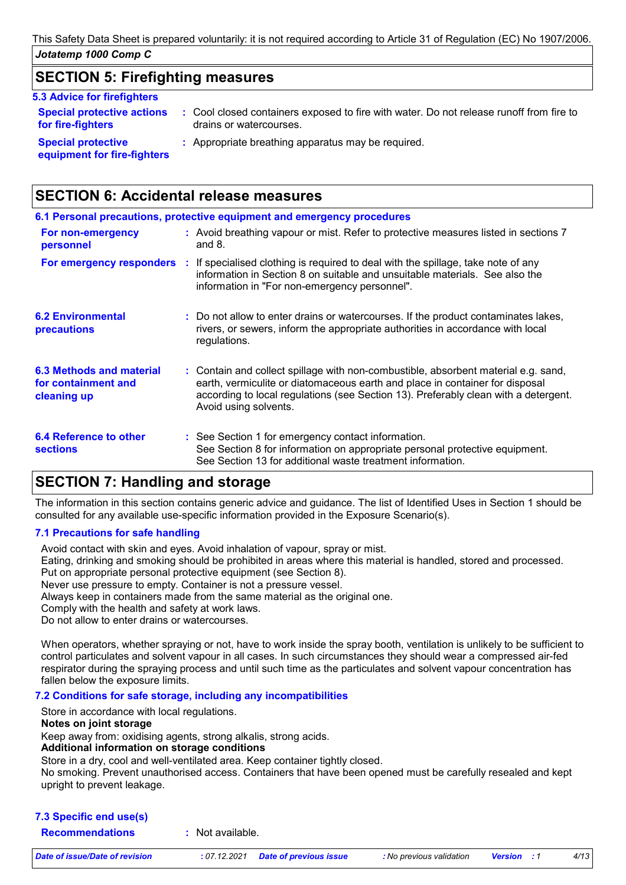## SECTION 5: Firefighting measures

### 5.3 Advice for firefighters

| | |
|---|---|
| **Special protective actions for fire-fighters** | : Cool closed containers exposed to fire with water. Do not release runoff from fire to drains or watercourses. |
| **Special protective equipment for fire-fighters** | : Appropriate breathing apparatus may be required. |

## SECTION 6: Accidental release measures

### 6.1 Personal precautions, protective equipment and emergency procedures

| | |
|---|---|
| **For non-emergency personnel** | : Avoid breathing vapour or mist. Refer to protective measures listed in sections 7 and 8. |
| **For emergency responders** | : If specialised clothing is required to deal with the spillage, take note of any information in Section 8 on suitable and unsuitable materials. See also the information in "For non-emergency personnel". |

| | |
|---|---|
| **6.2 Environmental precautions** | : Do not allow to enter drains or watercourses. If the product contaminates lakes, rivers, or sewers, inform the appropriate authorities in accordance with local regulations. |
| **6.3 Methods and material for containment and cleaning up** | : Contain and collect spillage with non-combustible, absorbent material e.g. sand, earth, vermiculite or diatomaceous earth and place in container for disposal according to local regulations (see Section 13). Preferably clean with a detergent. Avoid using solvents. |
| **6.4 Reference to other sections** | : See Section 1 for emergency contact information.<br>See Section 8 for information on appropriate personal protective equipment.<br>See Section 13 for additional waste treatment information. |

## SECTION 7: Handling and storage

The information in this section contains generic advice and guidance. The list of Identified Uses in Section 1 should be consulted for any available use-specific information provided in the Exposure Scenario(s).

### 7.1 Precautions for safe handling

Avoid contact with skin and eyes. Avoid inhalation of vapour, spray or mist.
Eating, drinking and smoking should be prohibited in areas where this material is handled, stored and processed.
Put on appropriate personal protective equipment (see Section 8).
Never use pressure to empty. Container is not a pressure vessel.
Always keep in containers made from the same material as the original one.
Comply with the health and safety at work laws.
Do not allow to enter drains or watercourses.

When operators, whether spraying or not, have to work inside the spray booth, ventilation is unlikely to be sufficient to control particulates and solvent vapour in all cases. In such circumstances they should wear a compressed air-fed respirator during the spraying process and until such time as the particulates and solvent vapour concentration has fallen below the exposure limits.

### 7.2 Conditions for safe storage, including any incompatibilities

Store in accordance with local regulations.

**Notes on joint storage**

Keep away from: oxidising agents, strong alkalis, strong acids.

**Additional information on storage conditions**

Store in a dry, cool and well-ventilated area. Keep container tightly closed.
No smoking. Prevent unauthorised access. Containers that have been opened must be carefully resealed and kept upright to prevent leakage.

### 7.3 Specific end use(s)

| | |
|---|---|
| **Recommendations** | : Not available. |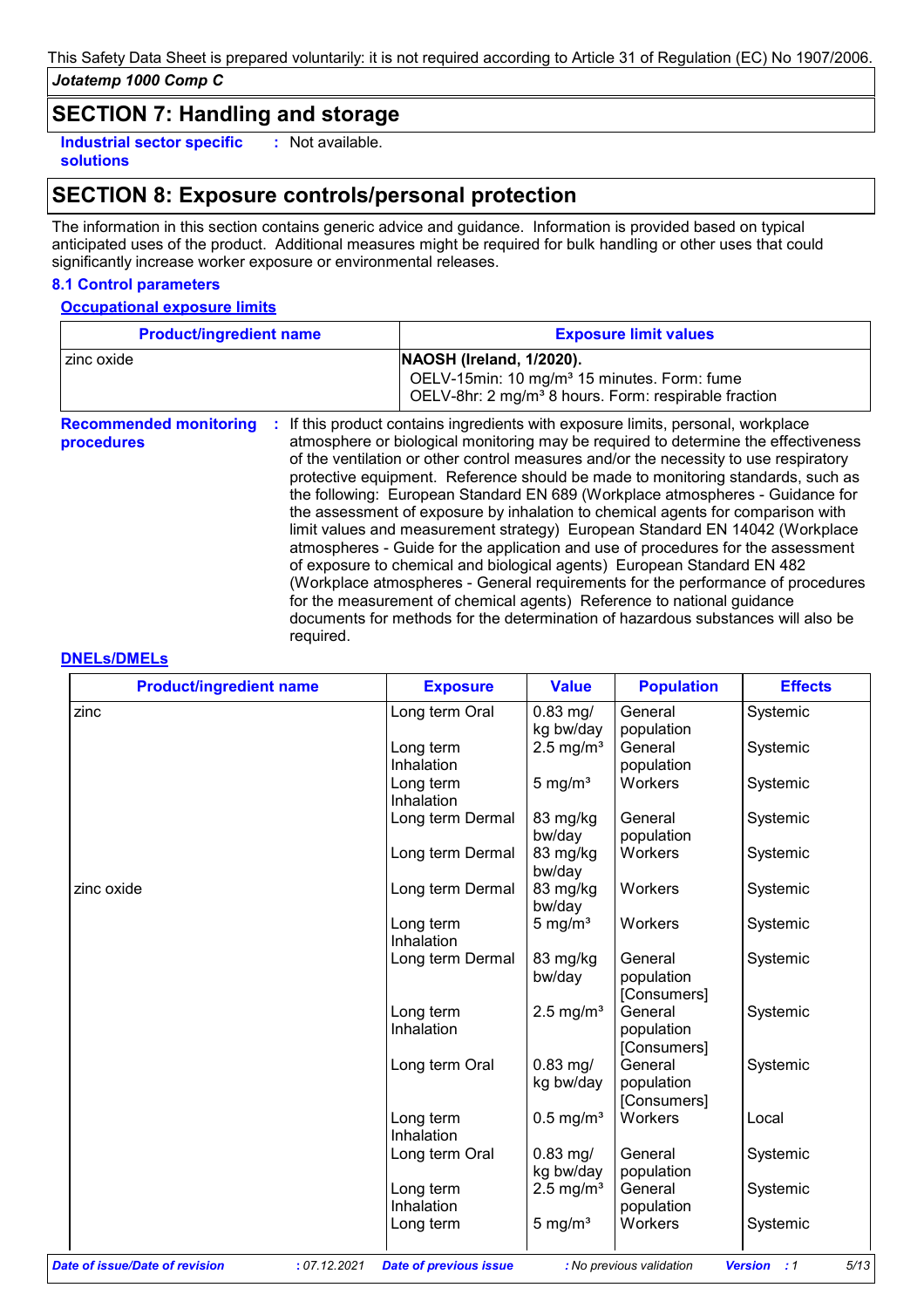This Safety Data Sheet is prepared voluntarily: it is not required according to Article 31 of Regulation (EC) No 1907/2006.

*Jotatemp 1000 Comp C*

## SECTION 7: Handling and storage

**Industrial sector specific solutions** : Not available.

## SECTION 8: Exposure controls/personal protection

The information in this section contains generic advice and guidance. Information is provided based on typical anticipated uses of the product. Additional measures might be required for bulk handling or other uses that could significantly increase worker exposure or environmental releases.

### 8.1 Control parameters

**Occupational exposure limits**

| Product/ingredient name | Exposure limit values |
|---|---|
| zinc oxide | **NAOSH (Ireland, 1/2020).** OELV-15min: 10 mg/m³ 15 minutes. Form: fume OELV-8hr: 2 mg/m³ 8 hours. Form: respirable fraction |

**Recommended monitoring procedures** : If this product contains ingredients with exposure limits, personal, workplace atmosphere or biological monitoring may be required to determine the effectiveness of the ventilation or other control measures and/or the necessity to use respiratory protective equipment. Reference should be made to monitoring standards, such as the following: European Standard EN 689 (Workplace atmospheres - Guidance for the assessment of exposure by inhalation to chemical agents for comparison with limit values and measurement strategy) European Standard EN 14042 (Workplace atmospheres - Guide for the application and use of procedures for the assessment of exposure to chemical and biological agents) European Standard EN 482 (Workplace atmospheres - General requirements for the performance of procedures for the measurement of chemical agents) Reference to national guidance documents for methods for the determination of hazardous substances will also be required.

**DNELs/DMELs**

| Product/ingredient name | Exposure | Value | Population | Effects |
|---|---|---|---|---|
| zinc | Long term Oral | 0.83 mg/kg bw/day | General population | Systemic |
| | Long term Inhalation | 2.5 mg/m³ | General population | Systemic |
| | Long term Inhalation | 5 mg/m³ | Workers | Systemic |
| | Long term Dermal | 83 mg/kg bw/day | General population | Systemic |
| | Long term Dermal | 83 mg/kg bw/day | Workers | Systemic |
| zinc oxide | Long term Dermal | 83 mg/kg bw/day | Workers | Systemic |
| | Long term Inhalation | 5 mg/m³ | Workers | Systemic |
| | Long term Dermal | 83 mg/kg bw/day | General population [Consumers] | Systemic |
| | Long term Inhalation | 2.5 mg/m³ | General population [Consumers] | Systemic |
| | Long term Oral | 0.83 mg/kg bw/day | General population [Consumers] | Systemic |
| | Long term Inhalation | 0.5 mg/m³ | Workers | Local |
| | Long term Oral | 0.83 mg/kg bw/day | General population | Systemic |
| | Long term Inhalation | 2.5 mg/m³ | General population | Systemic |
| | Long term | 5 mg/m³ | Workers | Systemic |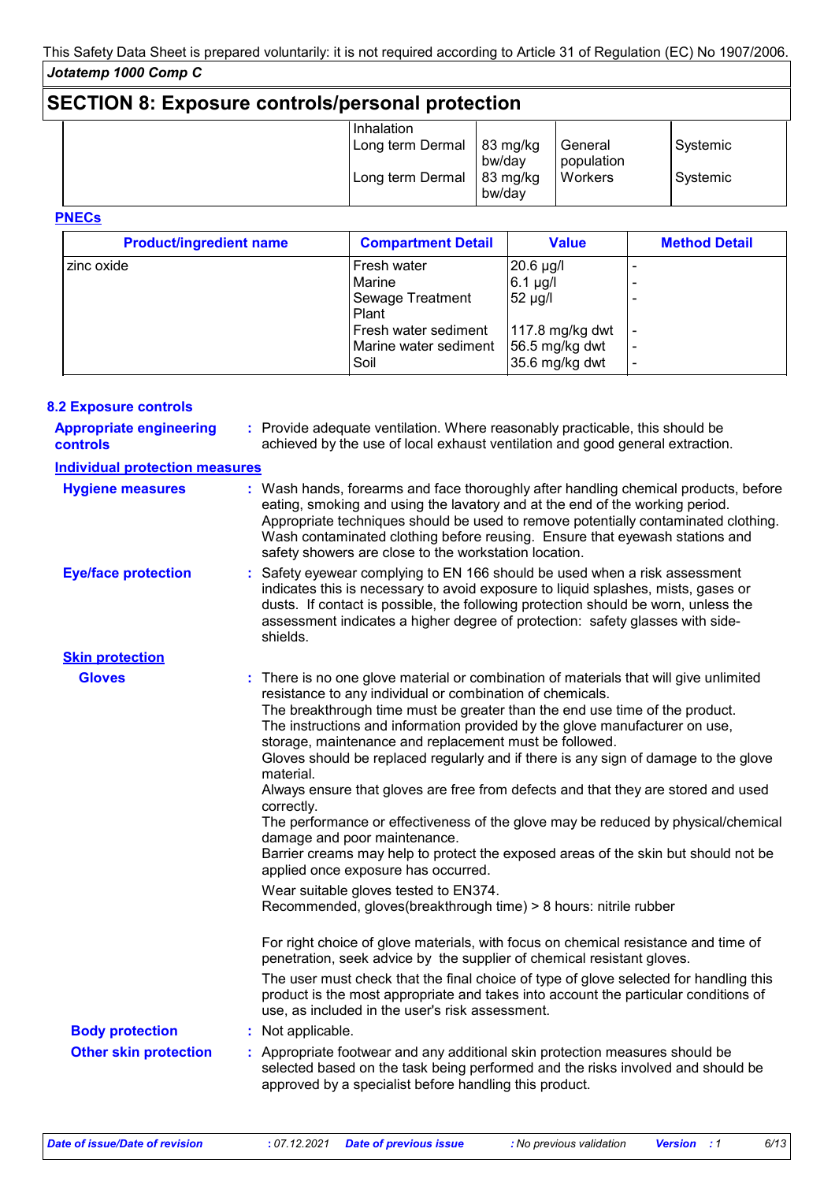This Safety Data Sheet is prepared voluntarily: it is not required according to Article 31 of Regulation (EC) No 1907/2006.

*Jotatemp 1000 Comp C*

## SECTION 8: Exposure controls/personal protection

| | | | | |
|---|---|---|---|---|
| | Inhalation | | | |
| | Long term Dermal | 83 mg/kg bw/day | General population | Systemic |
| | Long term Dermal | 83 mg/kg bw/day | Workers | Systemic |

**PNECs**

| Product/ingredient name | Compartment Detail | Value | Method Detail |
|---|---|---|---|
| zinc oxide | Fresh water | 20.6 µg/l | - |
| | Marine | 6.1 µg/l | - |
| | Sewage Treatment Plant | 52 µg/l | - |
| | Fresh water sediment | 117.8 mg/kg dwt | - |
| | Marine water sediment | 56.5 mg/kg dwt | - |
| | Soil | 35.6 mg/kg dwt | - |

### 8.2 Exposure controls

**Appropriate engineering controls** : Provide adequate ventilation. Where reasonably practicable, this should be achieved by the use of local exhaust ventilation and good general extraction.

**Individual protection measures**

**Hygiene measures** : Wash hands, forearms and face thoroughly after handling chemical products, before eating, smoking and using the lavatory and at the end of the working period. Appropriate techniques should be used to remove potentially contaminated clothing. Wash contaminated clothing before reusing. Ensure that eyewash stations and safety showers are close to the workstation location.

**Eye/face protection** : Safety eyewear complying to EN 166 should be used when a risk assessment indicates this is necessary to avoid exposure to liquid splashes, mists, gases or dusts. If contact is possible, the following protection should be worn, unless the assessment indicates a higher degree of protection: safety glasses with side-shields.

**Skin protection**

**Gloves** : There is no one glove material or combination of materials that will give unlimited resistance to any individual or combination of chemicals.
The breakthrough time must be greater than the end use time of the product.
The instructions and information provided by the glove manufacturer on use, storage, maintenance and replacement must be followed.
Gloves should be replaced regularly and if there is any sign of damage to the glove material.
Always ensure that gloves are free from defects and that they are stored and used correctly.
The performance or effectiveness of the glove may be reduced by physical/chemical damage and poor maintenance.
Barrier creams may help to protect the exposed areas of the skin but should not be applied once exposure has occurred.

Wear suitable gloves tested to EN374.
Recommended, gloves(breakthrough time) > 8 hours: nitrile rubber

For right choice of glove materials, with focus on chemical resistance and time of penetration, seek advice by the supplier of chemical resistant gloves.

The user must check that the final choice of type of glove selected for handling this product is the most appropriate and takes into account the particular conditions of use, as included in the user's risk assessment.

**Body protection** : Not applicable.

**Other skin protection** : Appropriate footwear and any additional skin protection measures should be selected based on the task being performed and the risks involved and should be approved by a specialist before handling this product.

*Date of issue/Date of revision* : 07.12.2021 *Date of previous issue* : No previous validation *Version* : 1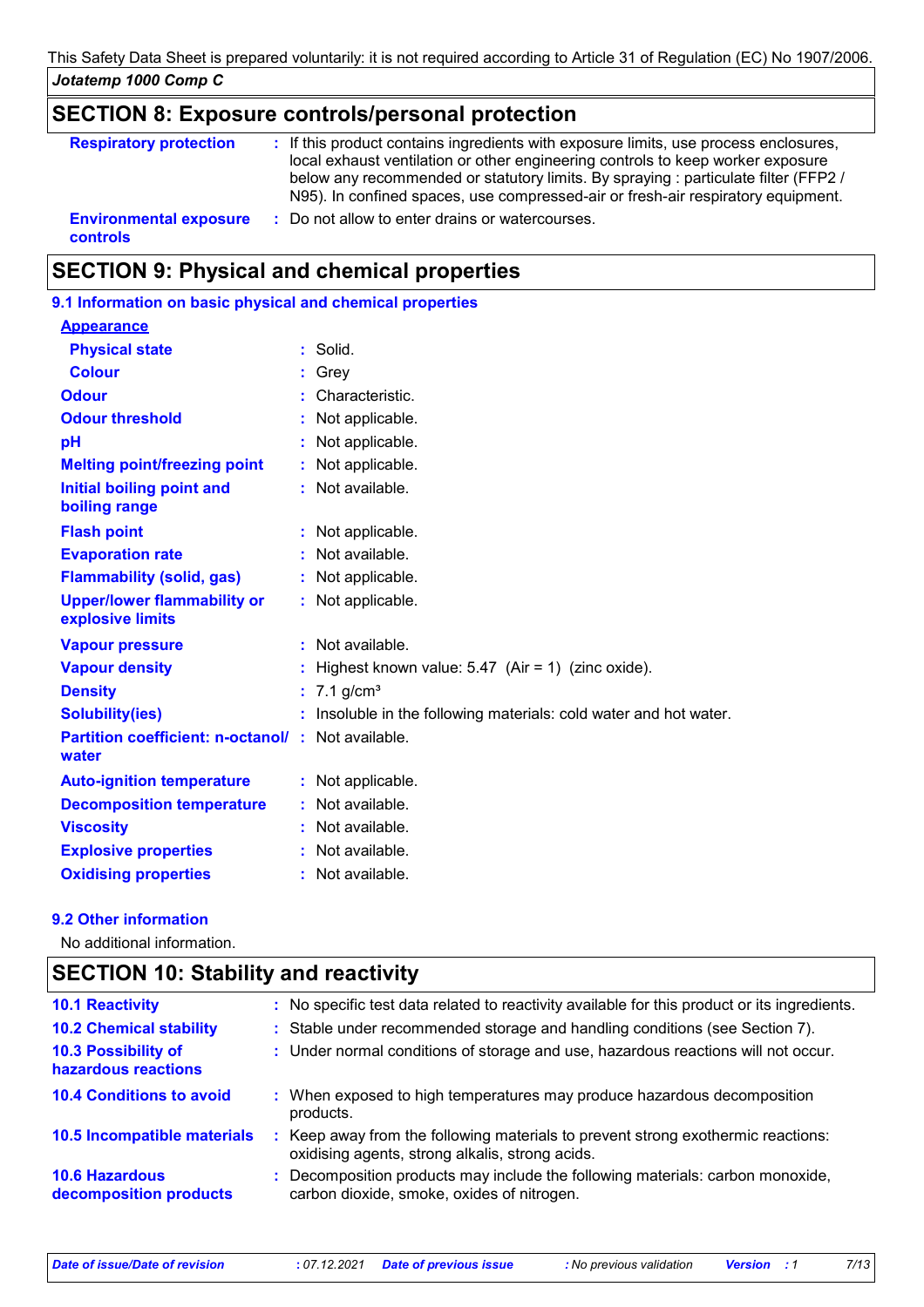## SECTION 8: Exposure controls/personal protection

| | |
|---|---|
| **Respiratory protection** | : If this product contains ingredients with exposure limits, use process enclosures, local exhaust ventilation or other engineering controls to keep worker exposure below any recommended or statutory limits. By spraying : particulate filter (FFP2 / N95). In confined spaces, use compressed-air or fresh-air respiratory equipment. |
| **Environmental exposure controls** | : Do not allow to enter drains or watercourses. |

## SECTION 9: Physical and chemical properties

### 9.1 Information on basic physical and chemical properties

**Appearance**

| | |
|---|---|
| **Physical state** | : Solid. |
| **Colour** | : Grey |
| **Odour** | : Characteristic. |
| **Odour threshold** | : Not applicable. |
| **pH** | : Not applicable. |
| **Melting point/freezing point** | : Not applicable. |
| **Initial boiling point and boiling range** | : Not available. |
| **Flash point** | : Not applicable. |
| **Evaporation rate** | : Not available. |
| **Flammability (solid, gas)** | : Not applicable. |
| **Upper/lower flammability or explosive limits** | : Not applicable. |
| **Vapour pressure** | : Not available. |
| **Vapour density** | : Highest known value: 5.47 (Air = 1) (zinc oxide). |
| **Density** | : 7.1 g/cm³ |
| **Solubility(ies)** | : Insoluble in the following materials: cold water and hot water. |
| **Partition coefficient: n-octanol/ water** | : Not available. |
| **Auto-ignition temperature** | : Not applicable. |
| **Decomposition temperature** | : Not available. |
| **Viscosity** | : Not available. |
| **Explosive properties** | : Not available. |
| **Oxidising properties** | : Not available. |

### 9.2 Other information

No additional information.

## SECTION 10: Stability and reactivity

| | |
|---|---|
| **10.1 Reactivity** | : No specific test data related to reactivity available for this product or its ingredients. |
| **10.2 Chemical stability** | : Stable under recommended storage and handling conditions (see Section 7). |
| **10.3 Possibility of hazardous reactions** | : Under normal conditions of storage and use, hazardous reactions will not occur. |
| **10.4 Conditions to avoid** | : When exposed to high temperatures may produce hazardous decomposition products. |
| **10.5 Incompatible materials** | : Keep away from the following materials to prevent strong exothermic reactions: oxidising agents, strong alkalis, strong acids. |
| **10.6 Hazardous decomposition products** | : Decomposition products may include the following materials: carbon monoxide, carbon dioxide, smoke, oxides of nitrogen. |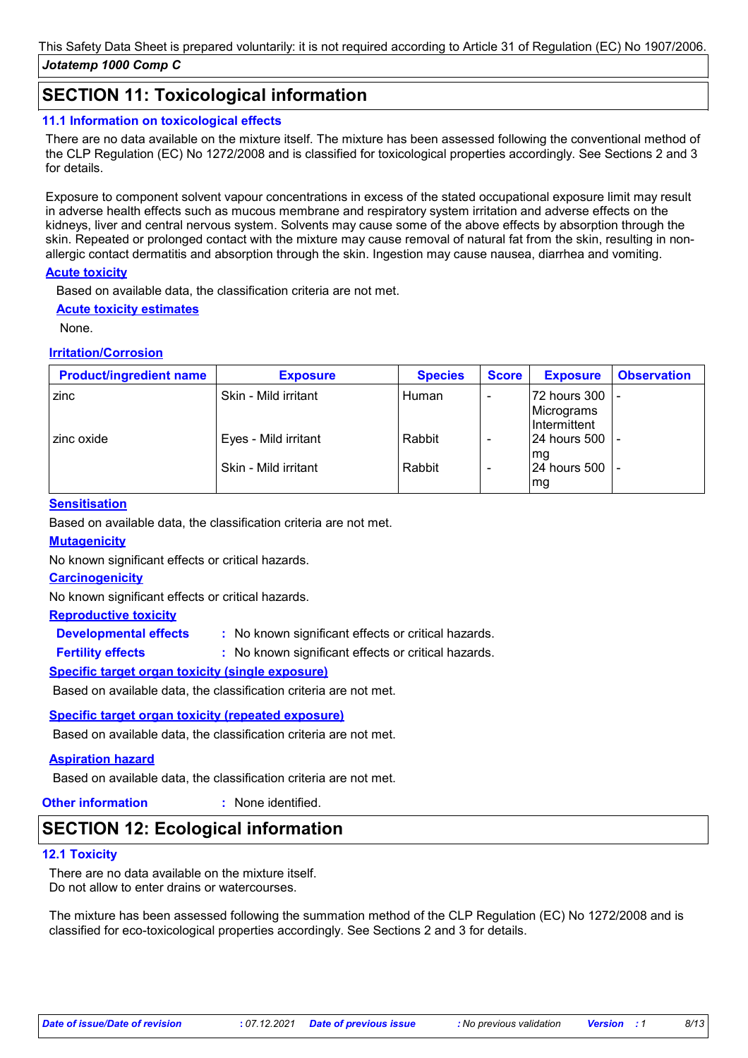This Safety Data Sheet is prepared voluntarily: it is not required according to Article 31 of Regulation (EC) No 1907/2006.

*Jotatemp 1000 Comp C*

## SECTION 11: Toxicological information

### 11.1 Information on toxicological effects

There are no data available on the mixture itself. The mixture has been assessed following the conventional method of the CLP Regulation (EC) No 1272/2008 and is classified for toxicological properties accordingly. See Sections 2 and 3 for details.

Exposure to component solvent vapour concentrations in excess of the stated occupational exposure limit may result in adverse health effects such as mucous membrane and respiratory system irritation and adverse effects on the kidneys, liver and central nervous system. Solvents may cause some of the above effects by absorption through the skin. Repeated or prolonged contact with the mixture may cause removal of natural fat from the skin, resulting in non-allergic contact dermatitis and absorption through the skin. Ingestion may cause nausea, diarrhea and vomiting.

**Acute toxicity**

Based on available data, the classification criteria are not met.

**Acute toxicity estimates**

None.

**Irritation/Corrosion**

| Product/ingredient name | Exposure | Species | Score | Exposure | Observation |
|---|---|---|---|---|---|
| zinc | Skin - Mild irritant | Human | - | 72 hours 300 Micrograms Intermittent | - |
| zinc oxide | Eyes - Mild irritant | Rabbit | - | 24 hours 500 mg | - |
| | Skin - Mild irritant | Rabbit | - | 24 hours 500 mg | - |

**Sensitisation**

Based on available data, the classification criteria are not met.

**Mutagenicity**

No known significant effects or critical hazards.

**Carcinogenicity**

No known significant effects or critical hazards.

**Reproductive toxicity**

**Developmental effects** : No known significant effects or critical hazards.

**Fertility effects** : No known significant effects or critical hazards.

**Specific target organ toxicity (single exposure)**

Based on available data, the classification criteria are not met.

**Specific target organ toxicity (repeated exposure)**

Based on available data, the classification criteria are not met.

**Aspiration hazard**

Based on available data, the classification criteria are not met.

**Other information** : None identified.

## SECTION 12: Ecological information

### 12.1 Toxicity

There are no data available on the mixture itself.
Do not allow to enter drains or watercourses.

The mixture has been assessed following the summation method of the CLP Regulation (EC) No 1272/2008 and is classified for eco-toxicological properties accordingly. See Sections 2 and 3 for details.

*Date of issue/Date of revision* : 07.12.2021 *Date of previous issue* : No previous validation *Version* : 1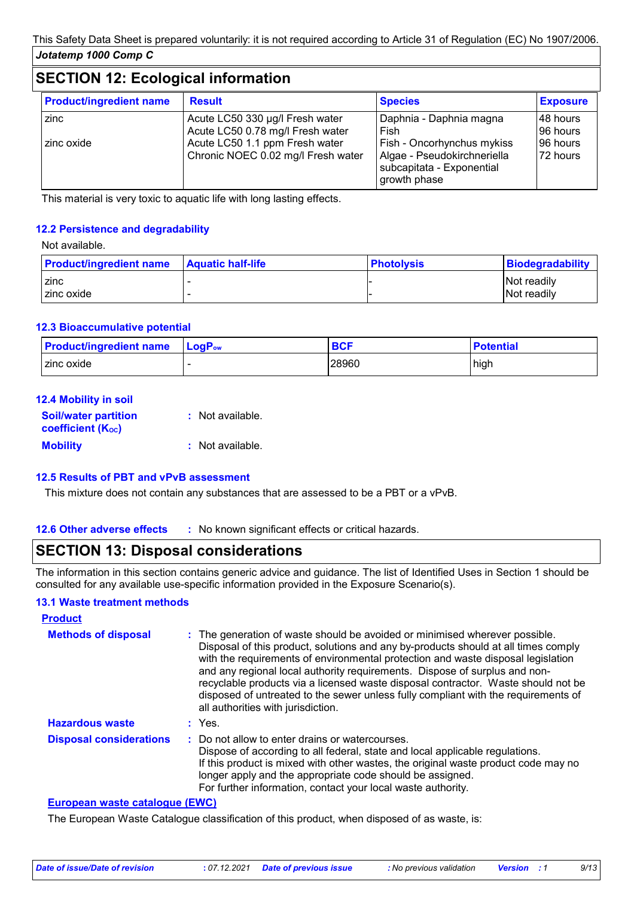This Safety Data Sheet is prepared voluntarily: it is not required according to Article 31 of Regulation (EC) No 1907/2006.

*Jotatemp 1000 Comp C*

## SECTION 12: Ecological information

| Product/ingredient name | Result | Species | Exposure |
|---|---|---|---|
| zinc | Acute LC50 330 µg/l Fresh water | Daphnia - Daphnia magna | 48 hours |
| | Acute LC50 0.78 mg/l Fresh water | Fish | 96 hours |
| zinc oxide | Acute LC50 1.1 ppm Fresh water | Fish - Oncorhynchus mykiss | 96 hours |
| | Chronic NOEC 0.02 mg/l Fresh water | Algae - Pseudokirchneriella subcapitata - Exponential growth phase | 72 hours |

This material is very toxic to aquatic life with long lasting effects.

### 12.2 Persistence and degradability

Not available.

| Product/ingredient name | Aquatic half-life | Photolysis | Biodegradability |
|---|---|---|---|
| zinc | - | - | Not readily |
| zinc oxide | - | - | Not readily |

### 12.3 Bioaccumulative potential

| Product/ingredient name | $LogP_{ow}$ | BCF | Potential |
|---|---|---|---|
| zinc oxide | - | 28960 | high |

### 12.4 Mobility in soil

**Soil/water partition coefficient ($K_{OC}$)** : Not available.

**Mobility** : Not available.

### 12.5 Results of PBT and vPvB assessment

This mixture does not contain any substances that are assessed to be a PBT or a vPvB.

### 12.6 Other adverse effects

: No known significant effects or critical hazards.

## SECTION 13: Disposal considerations

The information in this section contains generic advice and guidance. The list of Identified Uses in Section 1 should be consulted for any available use-specific information provided in the Exposure Scenario(s).

### 13.1 Waste treatment methods

**Product**

**Methods of disposal** : The generation of waste should be avoided or minimised wherever possible. Disposal of this product, solutions and any by-products should at all times comply with the requirements of environmental protection and waste disposal legislation and any regional local authority requirements. Dispose of surplus and non-recyclable products via a licensed waste disposal contractor. Waste should not be disposed of untreated to the sewer unless fully compliant with the requirements of all authorities with jurisdiction.

**Hazardous waste** : Yes.

**Disposal considerations** : Do not allow to enter drains or watercourses.
Dispose of according to all federal, state and local applicable regulations.
If this product is mixed with other wastes, the original waste product code may no longer apply and the appropriate code should be assigned.
For further information, contact your local waste authority.

**European waste catalogue (EWC)**

The European Waste Catalogue classification of this product, when disposed of as waste, is: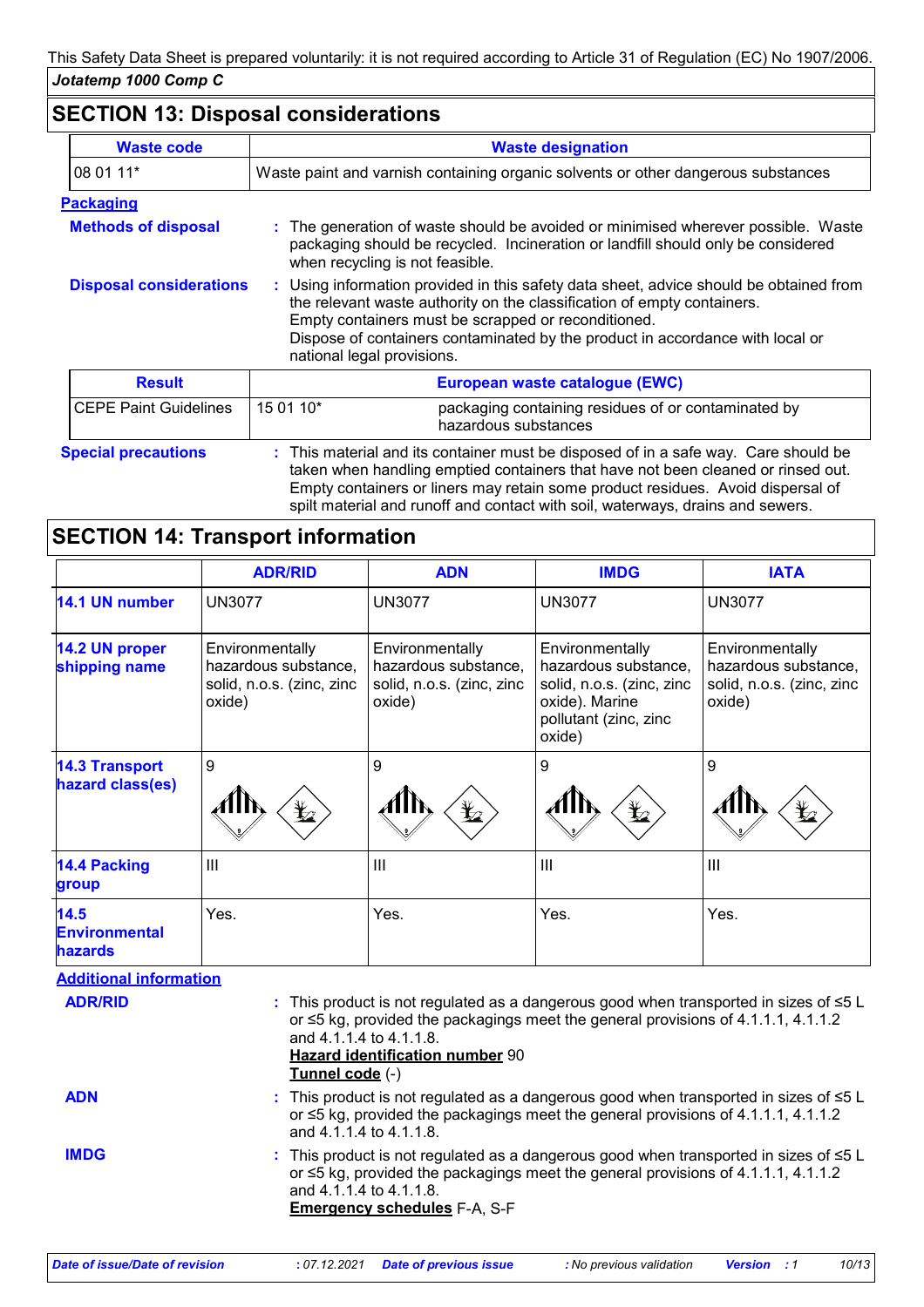This Safety Data Sheet is prepared voluntarily: it is not required according to Article 31 of Regulation (EC) No 1907/2006.

*Jotatemp 1000 Comp C*

## SECTION 13: Disposal considerations

| Waste code | Waste designation |
|---|---|
| 08 01 11* | Waste paint and varnish containing organic solvents or other dangerous substances |

### Packaging

**Methods of disposal** : The generation of waste should be avoided or minimised wherever possible. Waste packaging should be recycled. Incineration or landfill should only be considered when recycling is not feasible.

**Disposal considerations** : Using information provided in this safety data sheet, advice should be obtained from the relevant waste authority on the classification of empty containers. Empty containers must be scrapped or reconditioned. Dispose of containers contaminated by the product in accordance with local or national legal provisions.

| Result | European waste catalogue (EWC) | |
|---|---|---|
| CEPE Paint Guidelines | 15 01 10* | packaging containing residues of or contaminated by hazardous substances |

**Special precautions** : This material and its container must be disposed of in a safe way. Care should be taken when handling emptied containers that have not been cleaned or rinsed out. Empty containers or liners may retain some product residues. Avoid dispersal of spilt material and runoff and contact with soil, waterways, drains and sewers.

## SECTION 14: Transport information

| | ADR/RID | ADN | IMDG | IATA |
|---|---|---|---|---|
| 14.1 UN number | UN3077 | UN3077 | UN3077 | UN3077 |
| 14.2 UN proper shipping name | Environmentally hazardous substance, solid, n.o.s. (zinc, zinc oxide) | Environmentally hazardous substance, solid, n.o.s. (zinc, zinc oxide) | Environmentally hazardous substance, solid, n.o.s. (zinc, zinc oxide). Marine pollutant (zinc, zinc oxide) | Environmentally hazardous substance, solid, n.o.s. (zinc, zinc oxide) |
| 14.3 Transport hazard class(es) | 9 | 9 | 9 | 9 |
| 14.4 Packing group | III | III | III | III |
| 14.5 Environmental hazards | Yes. | Yes. | Yes. | Yes. |

### Additional information

**ADR/RID** : This product is not regulated as a dangerous good when transported in sizes of ≤5 L or ≤5 kg, provided the packagings meet the general provisions of 4.1.1.1, 4.1.1.2 and 4.1.1.4 to 4.1.1.8.
**Hazard identification number** 90
**Tunnel code** (-)

**ADN** : This product is not regulated as a dangerous good when transported in sizes of ≤5 L or ≤5 kg, provided the packagings meet the general provisions of 4.1.1.1, 4.1.1.2 and 4.1.1.4 to 4.1.1.8.

**IMDG** : This product is not regulated as a dangerous good when transported in sizes of ≤5 L or ≤5 kg, provided the packagings meet the general provisions of 4.1.1.1, 4.1.1.2 and 4.1.1.4 to 4.1.1.8.
**Emergency schedules** F-A, S-F

*Date of issue/Date of revision* : 07.12.2021 *Date of previous issue* : No previous validation *Version* : 1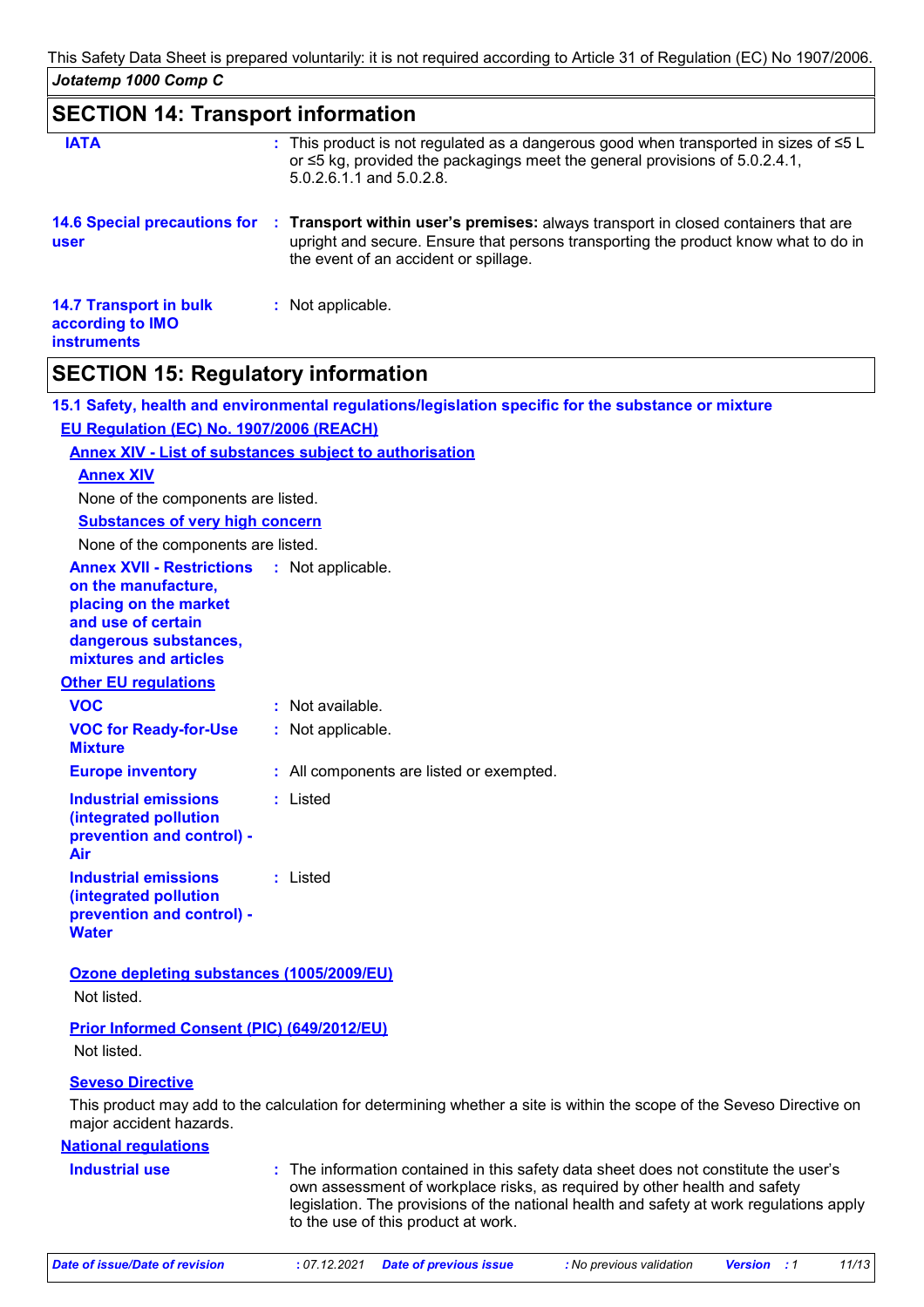This Safety Data Sheet is prepared voluntarily: it is not required according to Article 31 of Regulation (EC) No 1907/2006.

*Jotatemp 1000 Comp C*

## SECTION 14: Transport information

**IATA** : This product is not regulated as a dangerous good when transported in sizes of ≤5 L or ≤5 kg, provided the packagings meet the general provisions of 5.0.2.4.1, 5.0.2.6.1.1 and 5.0.2.8.

**14.6 Special precautions for user** : **Transport within user's premises:** always transport in closed containers that are upright and secure. Ensure that persons transporting the product know what to do in the event of an accident or spillage.

**14.7 Transport in bulk according to IMO instruments** : Not applicable.

## SECTION 15: Regulatory information

### 15.1 Safety, health and environmental regulations/legislation specific for the substance or mixture

**EU Regulation (EC) No. 1907/2006 (REACH)**

**Annex XIV - List of substances subject to authorisation**

**Annex XIV**

None of the components are listed.

**Substances of very high concern**

None of the components are listed.

**Annex XVII - Restrictions on the manufacture, placing on the market and use of certain dangerous substances, mixtures and articles** : Not applicable.

**Other EU regulations**

**VOC** : Not available.

**VOC for Ready-for-Use Mixture** : Not applicable.

**Europe inventory** : All components are listed or exempted.

**Industrial emissions (integrated pollution prevention and control) - Air** : Listed

**Industrial emissions (integrated pollution prevention and control) - Water** : Listed

**Ozone depleting substances (1005/2009/EU)**

Not listed.

**Prior Informed Consent (PIC) (649/2012/EU)**

Not listed.

**Seveso Directive**

This product may add to the calculation for determining whether a site is within the scope of the Seveso Directive on major accident hazards.

**National regulations**

**Industrial use** : The information contained in this safety data sheet does not constitute the user's own assessment of workplace risks, as required by other health and safety legislation. The provisions of the national health and safety at work regulations apply to the use of this product at work.

*Date of issue/Date of revision : 07.12.2021 Date of previous issue : No previous validation Version : 1*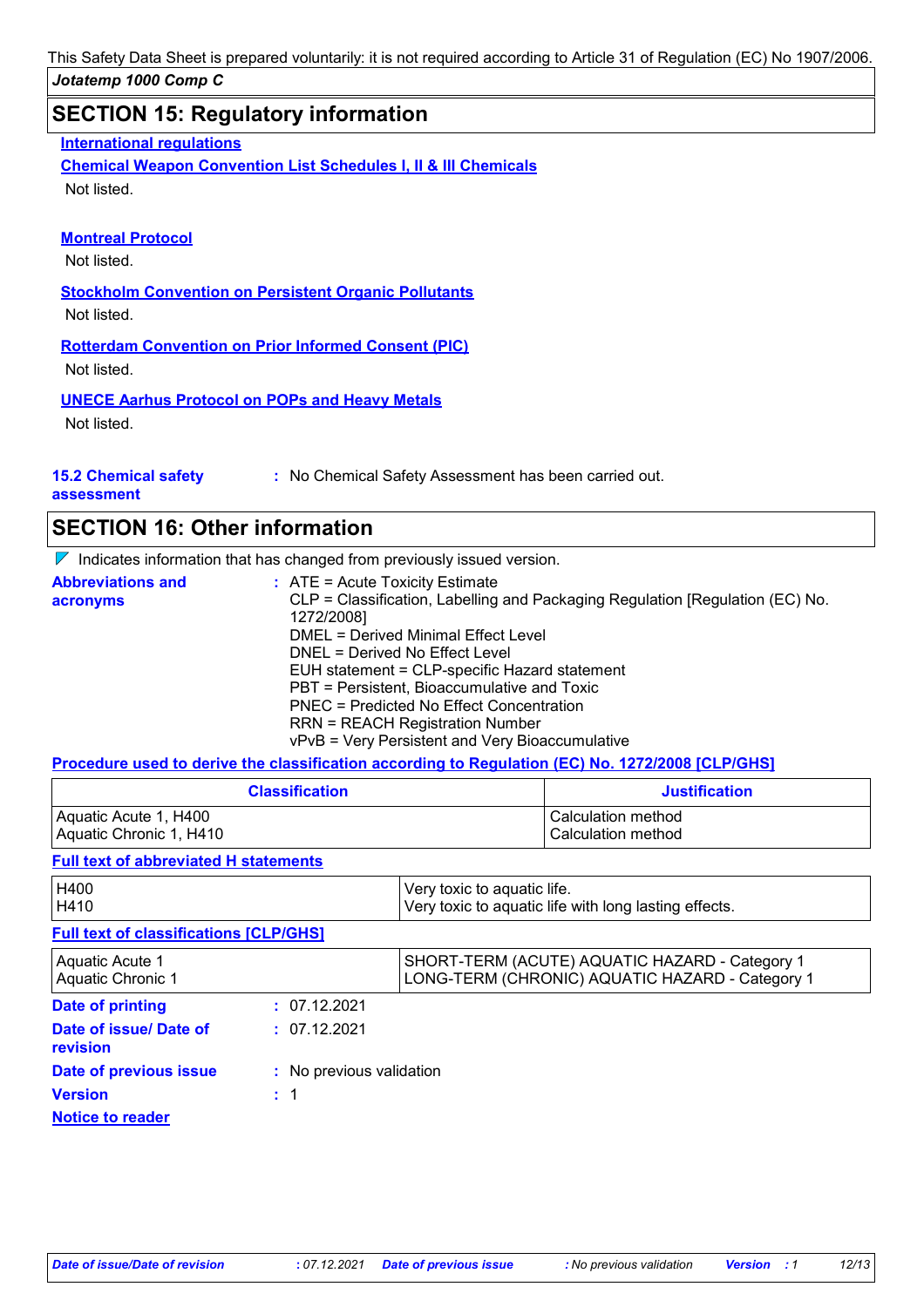This Safety Data Sheet is prepared voluntarily: it is not required according to Article 31 of Regulation (EC) No 1907/2006.

*Jotatemp 1000 Comp C*

## SECTION 15: Regulatory information

**International regulations**

**Chemical Weapon Convention List Schedules I, II & III Chemicals**

Not listed.

**Montreal Protocol**

Not listed.

**Stockholm Convention on Persistent Organic Pollutants**

Not listed.

**Rotterdam Convention on Prior Informed Consent (PIC)**

Not listed.

**UNECE Aarhus Protocol on POPs and Heavy Metals**

Not listed.

**15.2 Chemical safety assessment** : No Chemical Safety Assessment has been carried out.

## SECTION 16: Other information

Indicates information that has changed from previously issued version.

**Abbreviations and acronyms** :
ATE = Acute Toxicity Estimate
CLP = Classification, Labelling and Packaging Regulation [Regulation (EC) No. 1272/2008]
DMEL = Derived Minimal Effect Level
DNEL = Derived No Effect Level
EUH statement = CLP-specific Hazard statement
PBT = Persistent, Bioaccumulative and Toxic
PNEC = Predicted No Effect Concentration
RRN = REACH Registration Number
vPvB = Very Persistent and Very Bioaccumulative

**Procedure used to derive the classification according to Regulation (EC) No. 1272/2008 [CLP/GHS]**

| Classification | Justification |
|---|---|
| Aquatic Acute 1, H400<br>Aquatic Chronic 1, H410 | Calculation method<br>Calculation method |

**Full text of abbreviated H statements**

| | |
|---|---|
| H400<br>H410 | Very toxic to aquatic life.<br>Very toxic to aquatic life with long lasting effects. |

**Full text of classifications [CLP/GHS]**

| | |
|---|---|
| Aquatic Acute 1<br>Aquatic Chronic 1 | SHORT-TERM (ACUTE) AQUATIC HAZARD - Category 1<br>LONG-TERM (CHRONIC) AQUATIC HAZARD - Category 1 |

**Date of printing** : 07.12.2021

**Date of issue/ Date of revision** : 07.12.2021

**Date of previous issue** : No previous validation

**Version** : 1

**Notice to reader**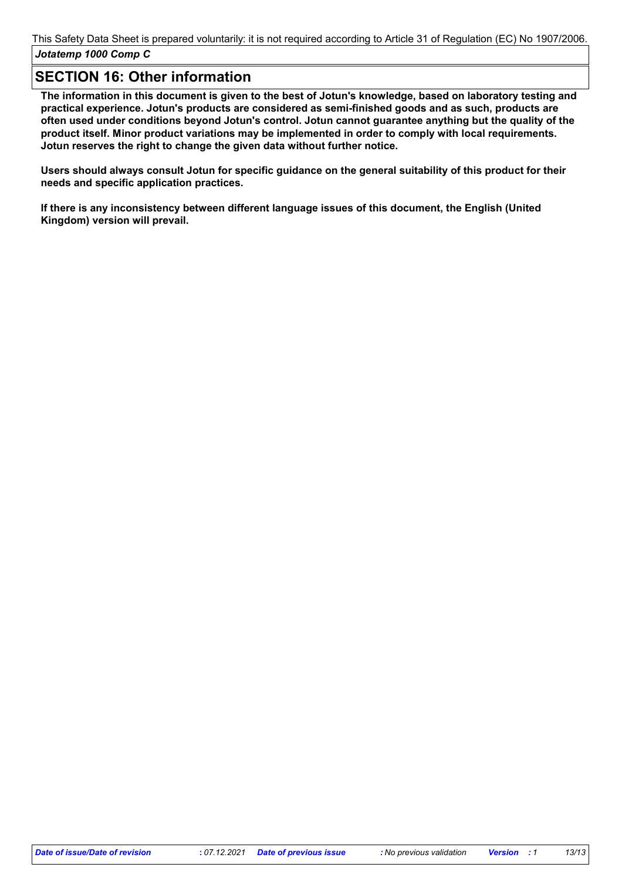## SECTION 16: Other information

**The information in this document is given to the best of Jotun's knowledge, based on laboratory testing and practical experience. Jotun's products are considered as semi-finished goods and as such, products are often used under conditions beyond Jotun's control. Jotun cannot guarantee anything but the quality of the product itself. Minor product variations may be implemented in order to comply with local requirements. Jotun reserves the right to change the given data without further notice.**

**Users should always consult Jotun for specific guidance on the general suitability of this product for their needs and specific application practices.**

**If there is any inconsistency between different language issues of this document, the English (United Kingdom) version will prevail.**